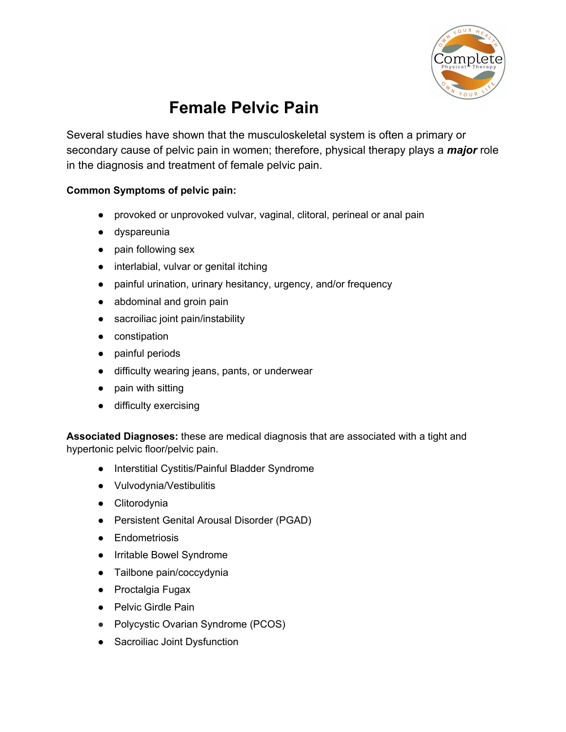# Female Pelvic Pain

Several studies have shown that the musculoskeletal system is often a primary or secondary cause of pelvic pain in women; therefore, physical therapy plays a ***major*** role in the diagnosis and treatment of female pelvic pain.

**Common Symptoms of pelvic pain:**

- provoked or unprovoked vulvar, vaginal, clitoral, perineal or anal pain
- dyspareunia
- pain following sex
- interlabial, vulvar or genital itching
- painful urination, urinary hesitancy, urgency, and/or frequency
- abdominal and groin pain
- sacroiliac joint pain/instability
- constipation
- painful periods
- difficulty wearing jeans, pants, or underwear
- pain with sitting
- difficulty exercising

**Associated Diagnoses:** these are medical diagnosis that are associated with a tight and hypertonic pelvic floor/pelvic pain.

- Interstitial Cystitis/Painful Bladder Syndrome
- Vulvodynia/Vestibulitis
- Clitorodynia
- Persistent Genital Arousal Disorder (PGAD)
- Endometriosis
- Irritable Bowel Syndrome
- Tailbone pain/coccydynia
- Proctalgia Fugax
- Pelvic Girdle Pain
- Polycystic Ovarian Syndrome (PCOS)
- Sacroiliac Joint Dysfunction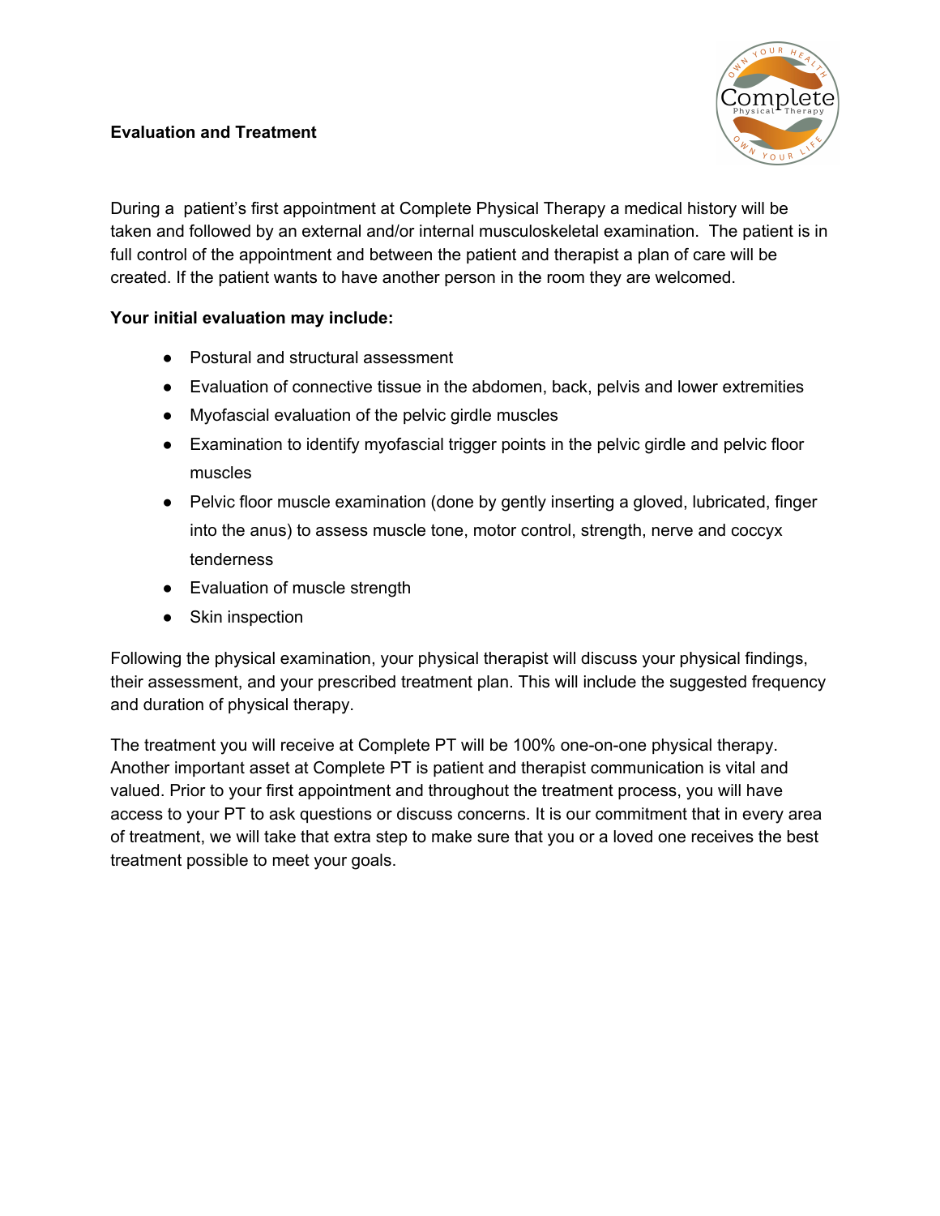**Evaluation and Treatment**

During a patient's first appointment at Complete Physical Therapy a medical history will be taken and followed by an external and/or internal musculoskeletal examination. The patient is in full control of the appointment and between the patient and therapist a plan of care will be created. If the patient wants to have another person in the room they are welcomed.

**Your initial evaluation may include:**

- Postural and structural assessment
- Evaluation of connective tissue in the abdomen, back, pelvis and lower extremities
- Myofascial evaluation of the pelvic girdle muscles
- Examination to identify myofascial trigger points in the pelvic girdle and pelvic floor muscles
- Pelvic floor muscle examination (done by gently inserting a gloved, lubricated, finger into the anus) to assess muscle tone, motor control, strength, nerve and coccyx tenderness
- Evaluation of muscle strength
- Skin inspection

Following the physical examination, your physical therapist will discuss your physical findings, their assessment, and your prescribed treatment plan. This will include the suggested frequency and duration of physical therapy.

The treatment you will receive at Complete PT will be 100% one-on-one physical therapy. Another important asset at Complete PT is patient and therapist communication is vital and valued. Prior to your first appointment and throughout the treatment process, you will have access to your PT to ask questions or discuss concerns. It is our commitment that in every area of treatment, we will take that extra step to make sure that you or a loved one receives the best treatment possible to meet your goals.